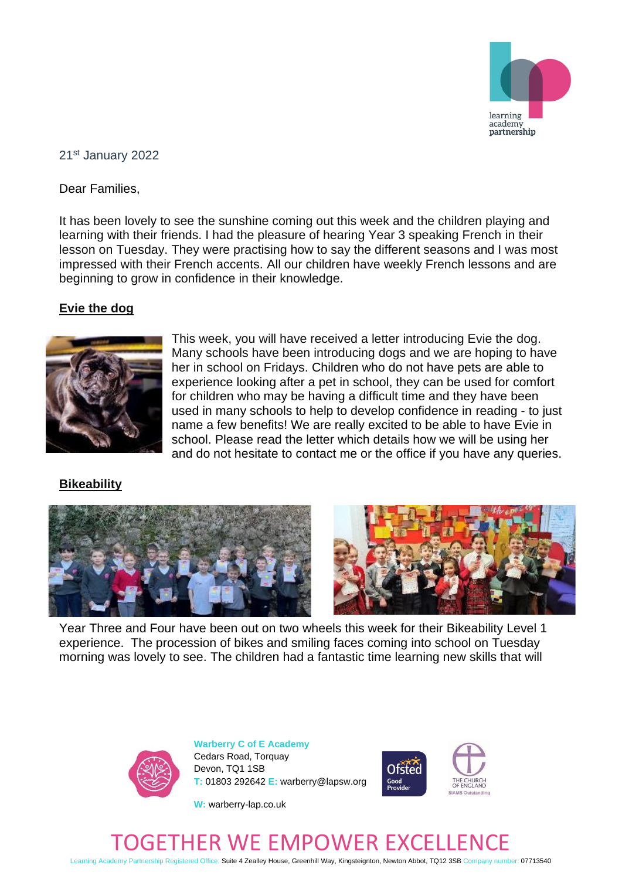21st January 2022

Dear Families,

It has been lovely to see the sunshine coming out this week and the children playing and learning with their friends. I had the pleasure of hearing Year 3 speaking French in their lesson on Tuesday. They were practising how to say the different seasons and I was most impressed with their French accents. All our children have weekly French lessons and are beginning to grow in confidence in their knowledge.

## Evie the dog

This week, you will have received a letter introducing Evie the dog. Many schools have been introducing dogs and we are hoping to have her in school on Fridays. Children who do not have pets are able to experience looking after a pet in school, they can be used for comfort for children who may be having a difficult time and they have been used in many schools to help to develop confidence in reading - to just name a few benefits! We are really excited to be able to have Evie in school. Please read the letter which details how we will be using her and do not hesitate to contact me or the office if you have any queries.

## Bikeability

Year Three and Four have been out on two wheels this week for their Bikeability Level 1 experience. The procession of bikes and smiling faces coming into school on Tuesday morning was lovely to see. The children had a fantastic time learning new skills that will

**Warberry C of E Academy**
Cedars Road, Torquay
Devon, TQ1 1SB
T: 01803 292642 E: warberry@lapsw.org
W: warberry-lap.co.uk

TOGETHER WE EMPOWER EXCELLENCE

Learning Academy Partnership Registered Office: Suite 4 Zealley House, Greenhill Way, Kingsteignton, Newton Abbot, TQ12 3SB Company number: 07713540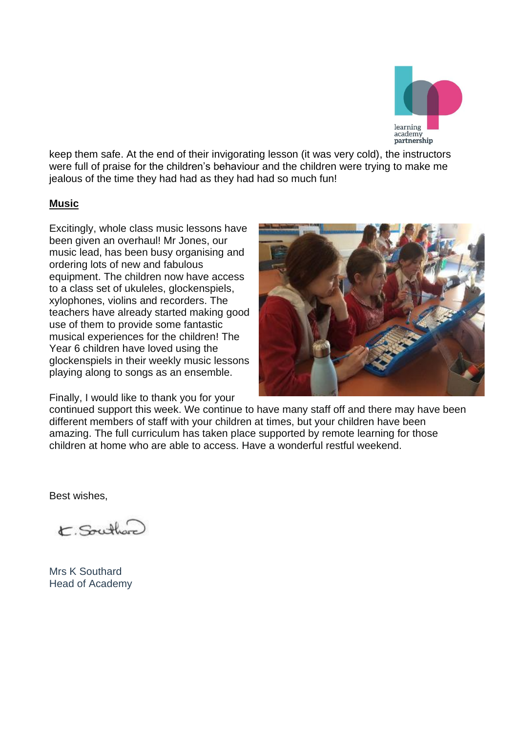keep them safe. At the end of their invigorating lesson (it was very cold), the instructors were full of praise for the children's behaviour and the children were trying to make me jealous of the time they had had as they had had so much fun!

**Music**

Excitingly, whole class music lessons have been given an overhaul! Mr Jones, our music lead, has been busy organising and ordering lots of new and fabulous equipment. The children now have access to a class set of ukuleles, glockenspiels, xylophones, violins and recorders. The teachers have already started making good use of them to provide some fantastic musical experiences for the children! The Year 6 children have loved using the glockenspiels in their weekly music lessons playing along to songs as an ensemble.

Finally, I would like to thank you for your continued support this week. We continue to have many staff off and there may have been different members of staff with your children at times, but your children have been amazing. The full curriculum has taken place supported by remote learning for those children at home who are able to access. Have a wonderful restful weekend.

Best wishes,

K. Southard

Mrs K Southard
Head of Academy